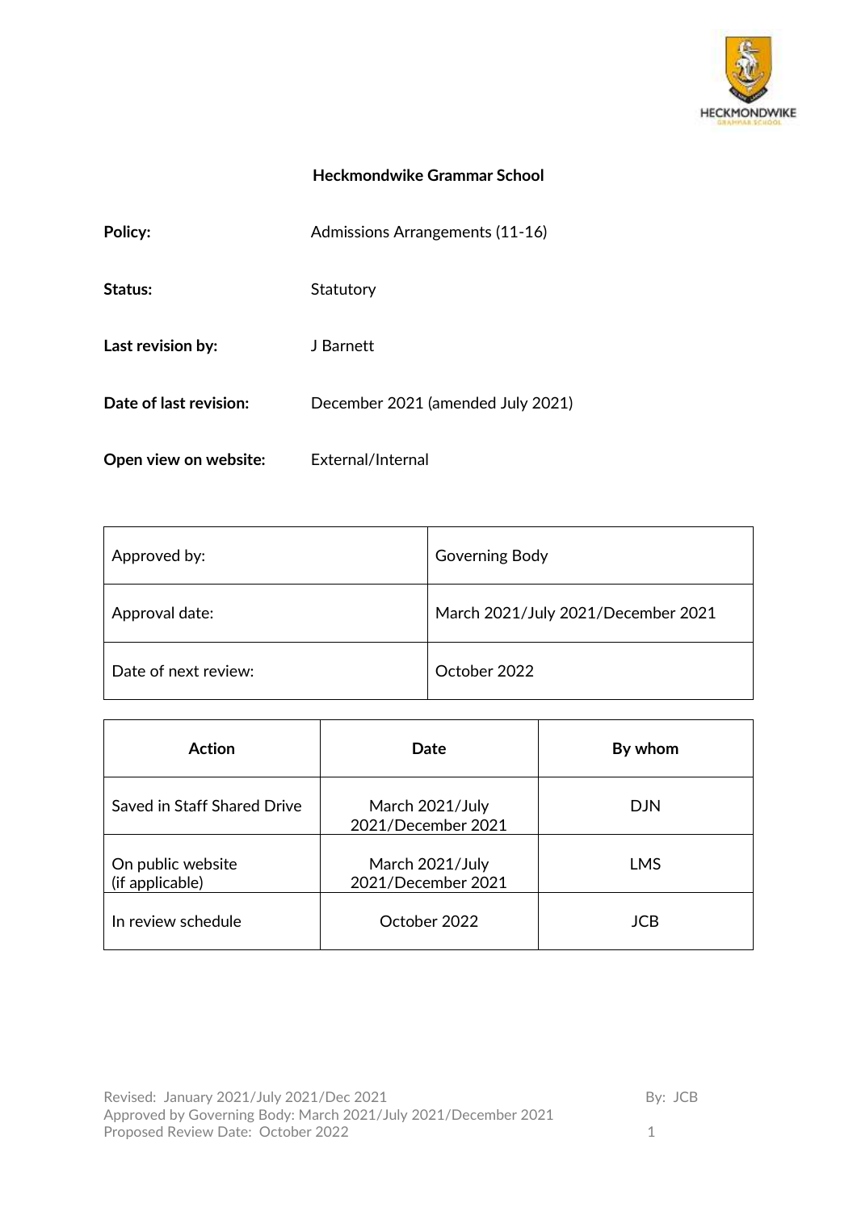# Heckmondwike Grammar School

**Policy:** Admissions Arrangements (11-16)

**Status:** Statutory

**Last revision by:** J Barnett

**Date of last revision:** December 2021 (amended July 2021)

**Open view on website:** External/Internal

| Approved by: | Governing Body |
|---|---|
| Approval date: | March 2021/July 2021/December 2021 |
| Date of next review: | October 2022 |

| Action | Date | By whom |
|---|---|---|
| Saved in Staff Shared Drive | March 2021/July 2021/December 2021 | DJN |
| On public website (if applicable) | March 2021/July 2021/December 2021 | LMS |
| In review schedule | October 2022 | JCB |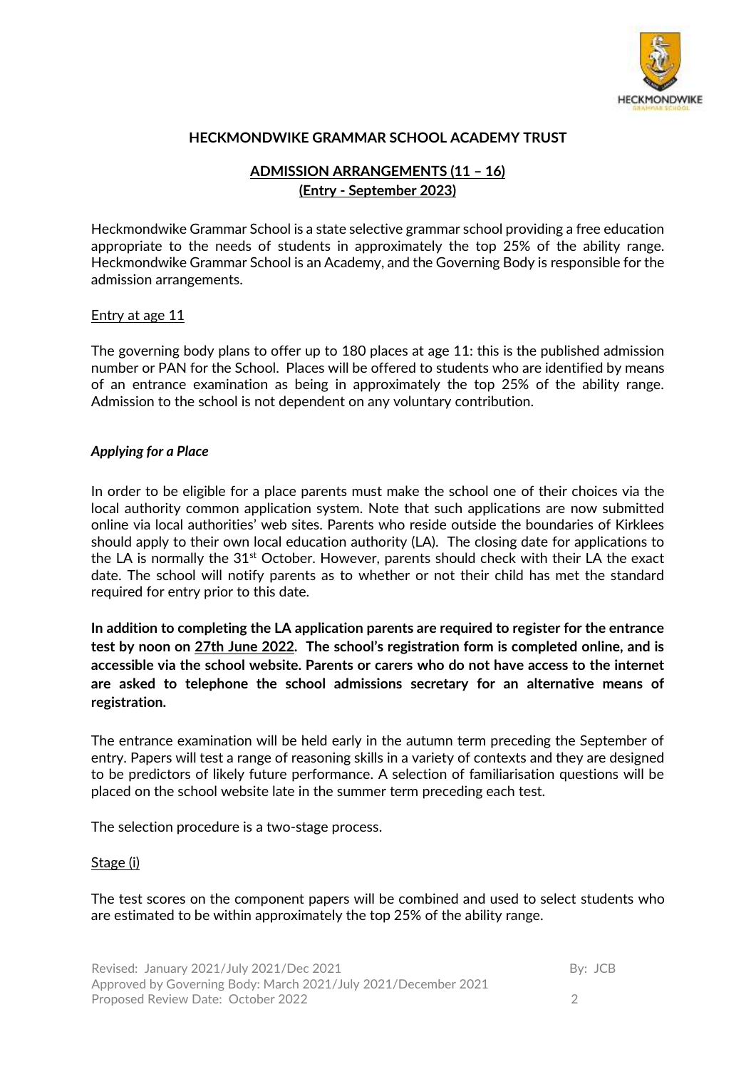**HECKMONDWIKE GRAMMAR SCHOOL ACADEMY TRUST**

**ADMISSION ARRANGEMENTS (11 – 16)**
**(Entry - September 2023)**

Heckmondwike Grammar School is a state selective grammar school providing a free education appropriate to the needs of students in approximately the top 25% of the ability range. Heckmondwike Grammar School is an Academy, and the Governing Body is responsible for the admission arrangements.

Entry at age 11

The governing body plans to offer up to 180 places at age 11: this is the published admission number or PAN for the School. Places will be offered to students who are identified by means of an entrance examination as being in approximately the top 25% of the ability range. Admission to the school is not dependent on any voluntary contribution.

***Applying for a Place***

In order to be eligible for a place parents must make the school one of their choices via the local authority common application system. Note that such applications are now submitted online via local authorities' web sites. Parents who reside outside the boundaries of Kirklees should apply to their own local education authority (LA). The closing date for applications to the LA is normally the 31st October. However, parents should check with their LA the exact date. The school will notify parents as to whether or not their child has met the standard required for entry prior to this date.

**In addition to completing the LA application parents are required to register for the entrance test by noon on 27th June 2022. The school's registration form is completed online, and is accessible via the school website. Parents or carers who do not have access to the internet are asked to telephone the school admissions secretary for an alternative means of registration.**

The entrance examination will be held early in the autumn term preceding the September of entry. Papers will test a range of reasoning skills in a variety of contexts and they are designed to be predictors of likely future performance. A selection of familiarisation questions will be placed on the school website late in the summer term preceding each test.

The selection procedure is a two-stage process.

Stage (i)

The test scores on the component papers will be combined and used to select students who are estimated to be within approximately the top 25% of the ability range.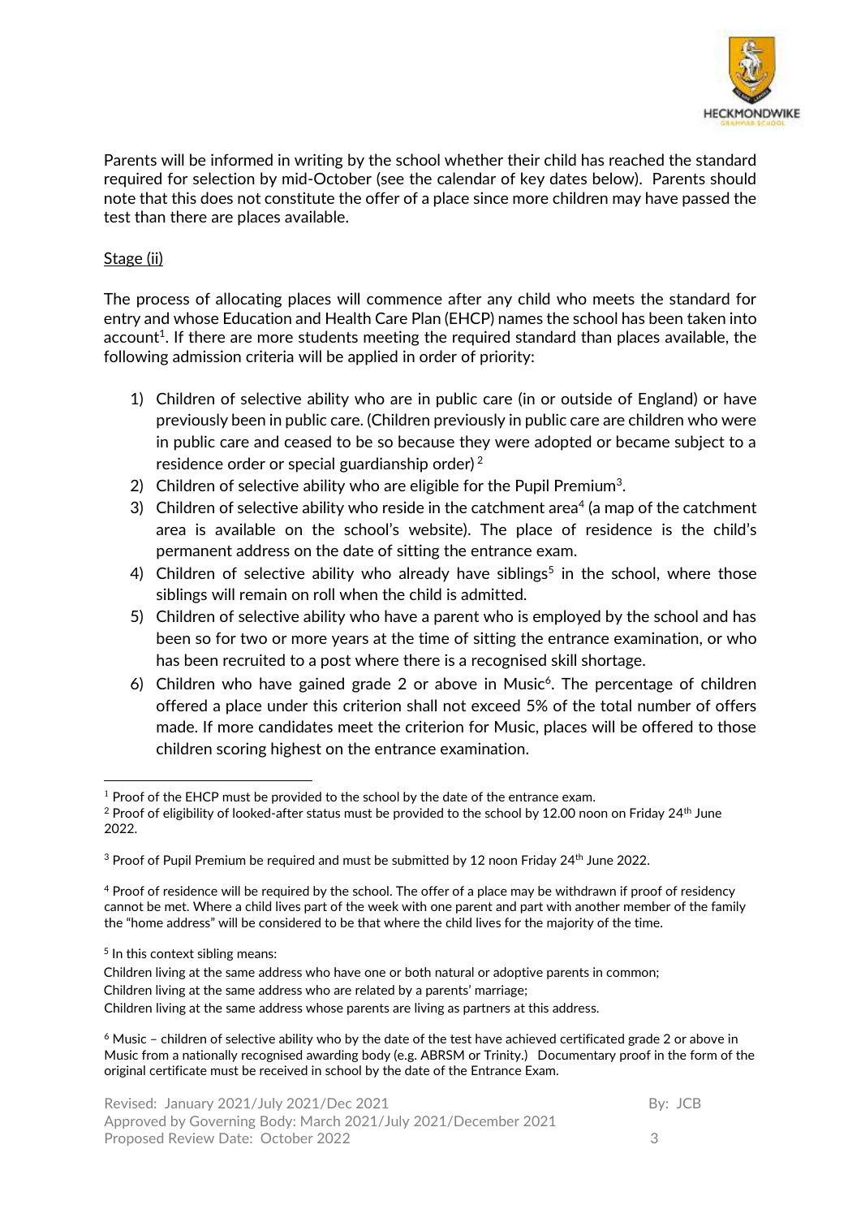Parents will be informed in writing by the school whether their child has reached the standard required for selection by mid-October (see the calendar of key dates below). Parents should note that this does not constitute the offer of a place since more children may have passed the test than there are places available.

<u>Stage (ii)</u>

The process of allocating places will commence after any child who meets the standard for entry and whose Education and Health Care Plan (EHCP) names the school has been taken into account[1]. If there are more students meeting the required standard than places available, the following admission criteria will be applied in order of priority:

1) Children of selective ability who are in public care (in or outside of England) or have previously been in public care. (Children previously in public care are children who were in public care and ceased to be so because they were adopted or became subject to a residence order or special guardianship order) [2]
2) Children of selective ability who are eligible for the Pupil Premium[3].
3) Children of selective ability who reside in the catchment area[4] (a map of the catchment area is available on the school's website). The place of residence is the child's permanent address on the date of sitting the entrance exam.
4) Children of selective ability who already have siblings[5] in the school, where those siblings will remain on roll when the child is admitted.
5) Children of selective ability who have a parent who is employed by the school and has been so for two or more years at the time of sitting the entrance examination, or who has been recruited to a post where there is a recognised skill shortage.
6) Children who have gained grade 2 or above in Music[6]. The percentage of children offered a place under this criterion shall not exceed 5% of the total number of offers made. If more candidates meet the criterion for Music, places will be offered to those children scoring highest on the entrance examination.

---

[1] Proof of the EHCP must be provided to the school by the date of the entrance exam.

[2] Proof of eligibility of looked-after status must be provided to the school by 12.00 noon on Friday 24th June 2022.

[3] Proof of Pupil Premium be required and must be submitted by 12 noon Friday 24th June 2022.

[4] Proof of residence will be required by the school. The offer of a place may be withdrawn if proof of residency cannot be met. Where a child lives part of the week with one parent and part with another member of the family the "home address" will be considered to be that where the child lives for the majority of the time.

[5] In this context sibling means:

Children living at the same address who have one or both natural or adoptive parents in common;

Children living at the same address who are related by a parents' marriage;

Children living at the same address whose parents are living as partners at this address.

[6] Music – children of selective ability who by the date of the test have achieved certificated grade 2 or above in Music from a nationally recognised awarding body (e.g. ABRSM or Trinity.) Documentary proof in the form of the original certificate must be received in school by the date of the Entrance Exam.

Revised: January 2021/July 2021/Dec 2021 By: JCB
Approved by Governing Body: March 2021/July 2021/December 2021
Proposed Review Date: October 2022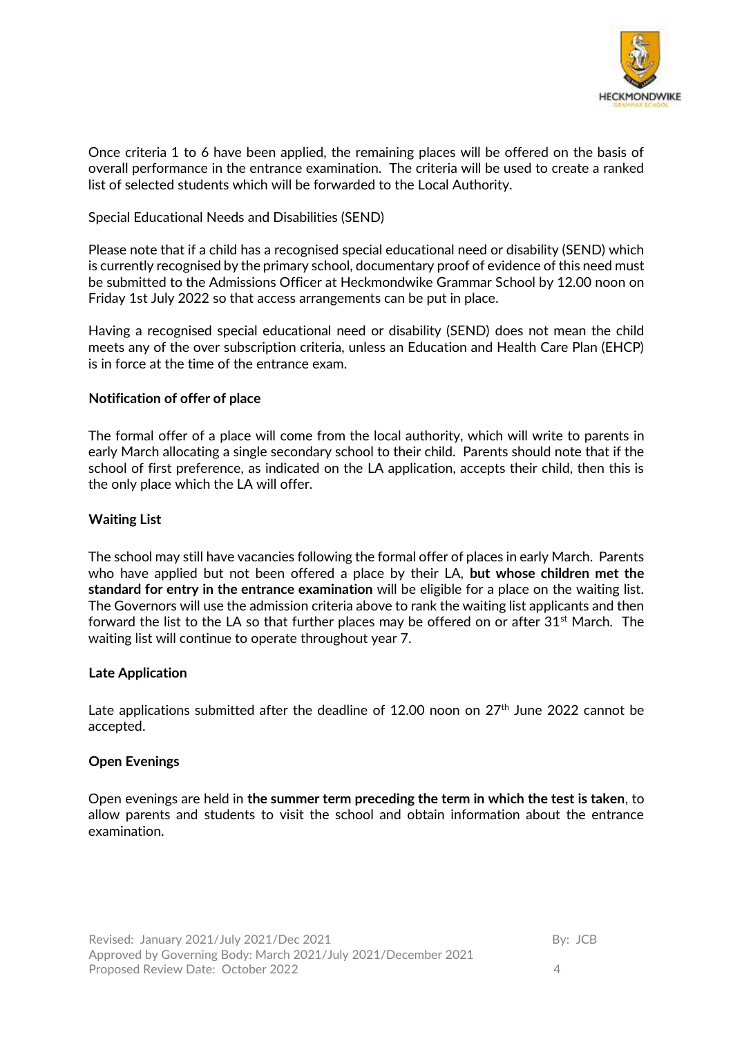Once criteria 1 to 6 have been applied, the remaining places will be offered on the basis of overall performance in the entrance examination. The criteria will be used to create a ranked list of selected students which will be forwarded to the Local Authority.

Special Educational Needs and Disabilities (SEND)

Please note that if a child has a recognised special educational need or disability (SEND) which is currently recognised by the primary school, documentary proof of evidence of this need must be submitted to the Admissions Officer at Heckmondwike Grammar School by 12.00 noon on Friday 1st July 2022 so that access arrangements can be put in place.

Having a recognised special educational need or disability (SEND) does not mean the child meets any of the over subscription criteria, unless an Education and Health Care Plan (EHCP) is in force at the time of the entrance exam.

**Notification of offer of place**

The formal offer of a place will come from the local authority, which will write to parents in early March allocating a single secondary school to their child. Parents should note that if the school of first preference, as indicated on the LA application, accepts their child, then this is the only place which the LA will offer.

**Waiting List**

The school may still have vacancies following the formal offer of places in early March. Parents who have applied but not been offered a place by their LA, **but whose children met the standard for entry in the entrance examination** will be eligible for a place on the waiting list. The Governors will use the admission criteria above to rank the waiting list applicants and then forward the list to the LA so that further places may be offered on or after 31st March. The waiting list will continue to operate throughout year 7.

**Late Application**

Late applications submitted after the deadline of 12.00 noon on 27th June 2022 cannot be accepted.

**Open Evenings**

Open evenings are held in **the summer term preceding the term in which the test is taken**, to allow parents and students to visit the school and obtain information about the entrance examination.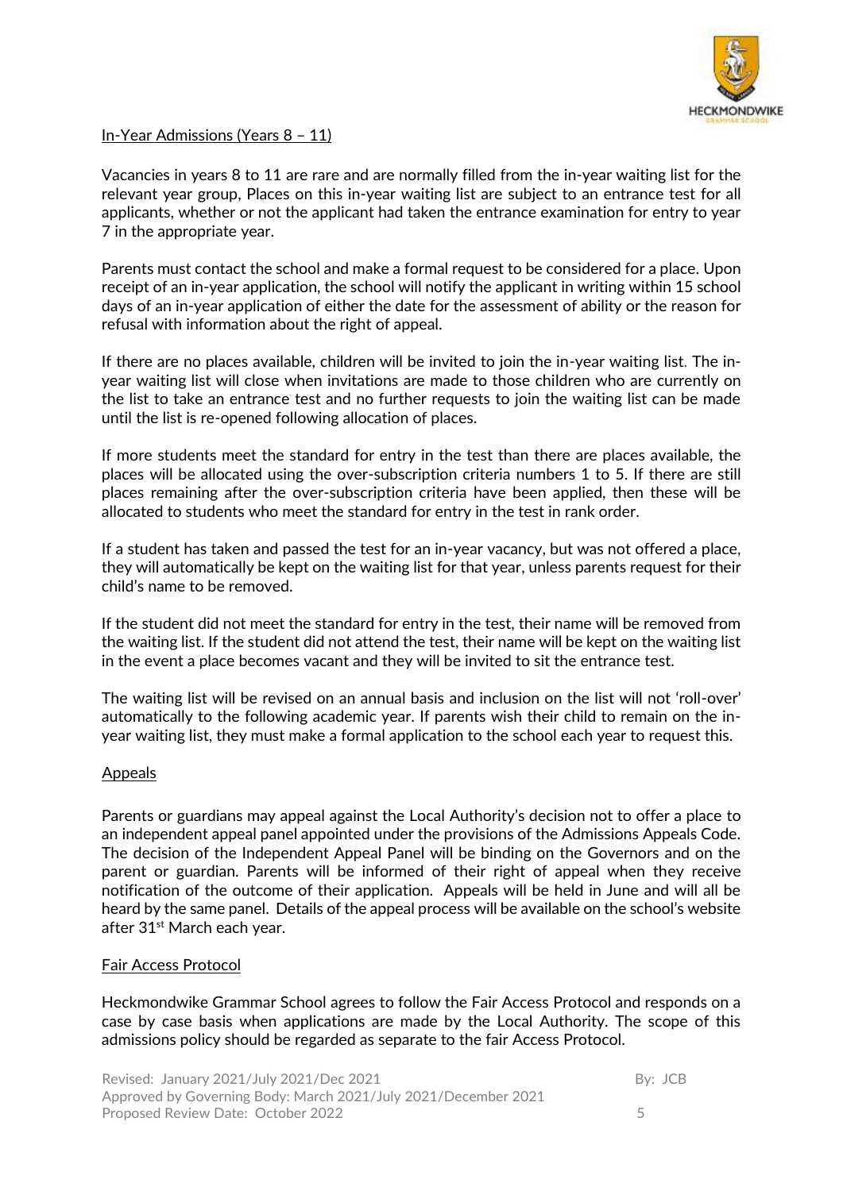## In-Year Admissions (Years 8 – 11)

Vacancies in years 8 to 11 are rare and are normally filled from the in-year waiting list for the relevant year group, Places on this in-year waiting list are subject to an entrance test for all applicants, whether or not the applicant had taken the entrance examination for entry to year 7 in the appropriate year.

Parents must contact the school and make a formal request to be considered for a place. Upon receipt of an in-year application, the school will notify the applicant in writing within 15 school days of an in-year application of either the date for the assessment of ability or the reason for refusal with information about the right of appeal.

If there are no places available, children will be invited to join the in-year waiting list. The in-year waiting list will close when invitations are made to those children who are currently on the list to take an entrance test and no further requests to join the waiting list can be made until the list is re-opened following allocation of places.

If more students meet the standard for entry in the test than there are places available, the places will be allocated using the over-subscription criteria numbers 1 to 5. If there are still places remaining after the over-subscription criteria have been applied, then these will be allocated to students who meet the standard for entry in the test in rank order.

If a student has taken and passed the test for an in-year vacancy, but was not offered a place, they will automatically be kept on the waiting list for that year, unless parents request for their child's name to be removed.

If the student did not meet the standard for entry in the test, their name will be removed from the waiting list. If the student did not attend the test, their name will be kept on the waiting list in the event a place becomes vacant and they will be invited to sit the entrance test.

The waiting list will be revised on an annual basis and inclusion on the list will not 'roll-over' automatically to the following academic year. If parents wish their child to remain on the in-year waiting list, they must make a formal application to the school each year to request this.

## Appeals

Parents or guardians may appeal against the Local Authority's decision not to offer a place to an independent appeal panel appointed under the provisions of the Admissions Appeals Code. The decision of the Independent Appeal Panel will be binding on the Governors and on the parent or guardian. Parents will be informed of their right of appeal when they receive notification of the outcome of their application. Appeals will be held in June and will all be heard by the same panel. Details of the appeal process will be available on the school's website after 31st March each year.

## Fair Access Protocol

Heckmondwike Grammar School agrees to follow the Fair Access Protocol and responds on a case by case basis when applications are made by the Local Authority. The scope of this admissions policy should be regarded as separate to the fair Access Protocol.

Revised: January 2021/July 2021/Dec 2021 By: JCB
Approved by Governing Body: March 2021/July 2021/December 2021
Proposed Review Date: October 2022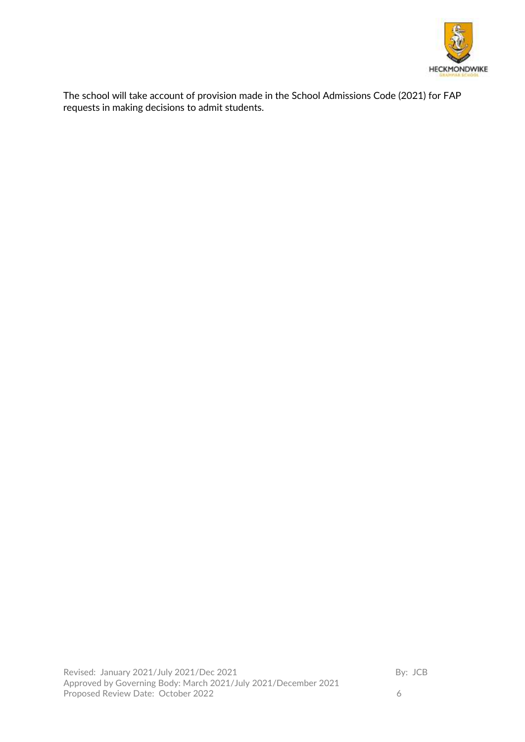The school will take account of provision made in the School Admissions Code (2021) for FAP requests in making decisions to admit students.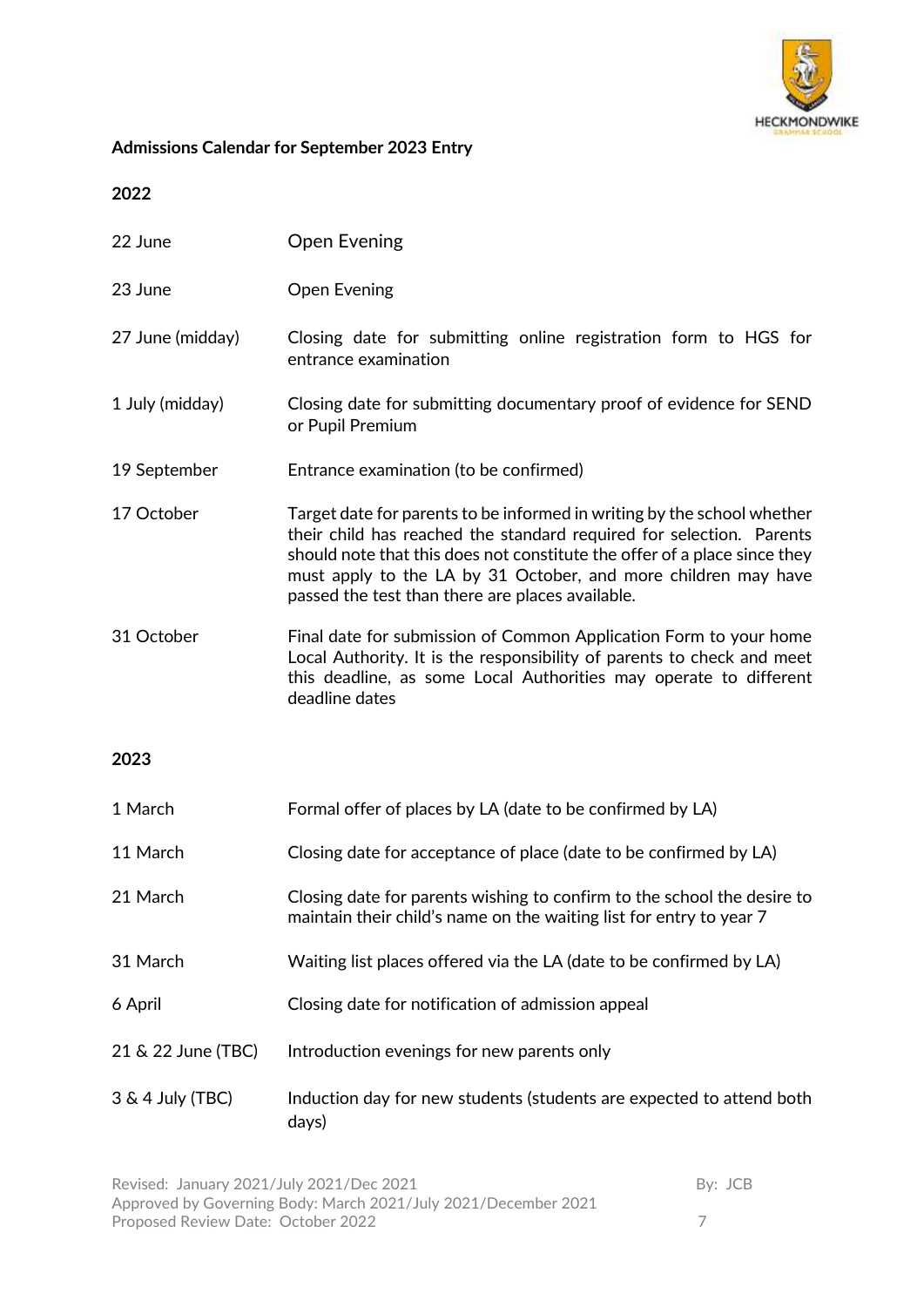**Admissions Calendar for September 2023 Entry**

**2022**

| | |
|---|---|
| 22 June | Open Evening |
| 23 June | Open Evening |
| 27 June (midday) | Closing date for submitting online registration form to HGS for entrance examination |
| 1 July (midday) | Closing date for submitting documentary proof of evidence for SEND or Pupil Premium |
| 19 September | Entrance examination (to be confirmed) |
| 17 October | Target date for parents to be informed in writing by the school whether their child has reached the standard required for selection. Parents should note that this does not constitute the offer of a place since they must apply to the LA by 31 October, and more children may have passed the test than there are places available. |
| 31 October | Final date for submission of Common Application Form to your home Local Authority. It is the responsibility of parents to check and meet this deadline, as some Local Authorities may operate to different deadline dates |

**2023**

| | |
|---|---|
| 1 March | Formal offer of places by LA (date to be confirmed by LA) |
| 11 March | Closing date for acceptance of place (date to be confirmed by LA) |
| 21 March | Closing date for parents wishing to confirm to the school the desire to maintain their child's name on the waiting list for entry to year 7 |
| 31 March | Waiting list places offered via the LA (date to be confirmed by LA) |
| 6 April | Closing date for notification of admission appeal |
| 21 & 22 June (TBC) | Introduction evenings for new parents only |
| 3 & 4 July (TBC) | Induction day for new students (students are expected to attend both days) |

Revised: January 2021/July 2021/Dec 2021
By: JCB
Approved by Governing Body: March 2021/July 2021/December 2021
Proposed Review Date: October 2022